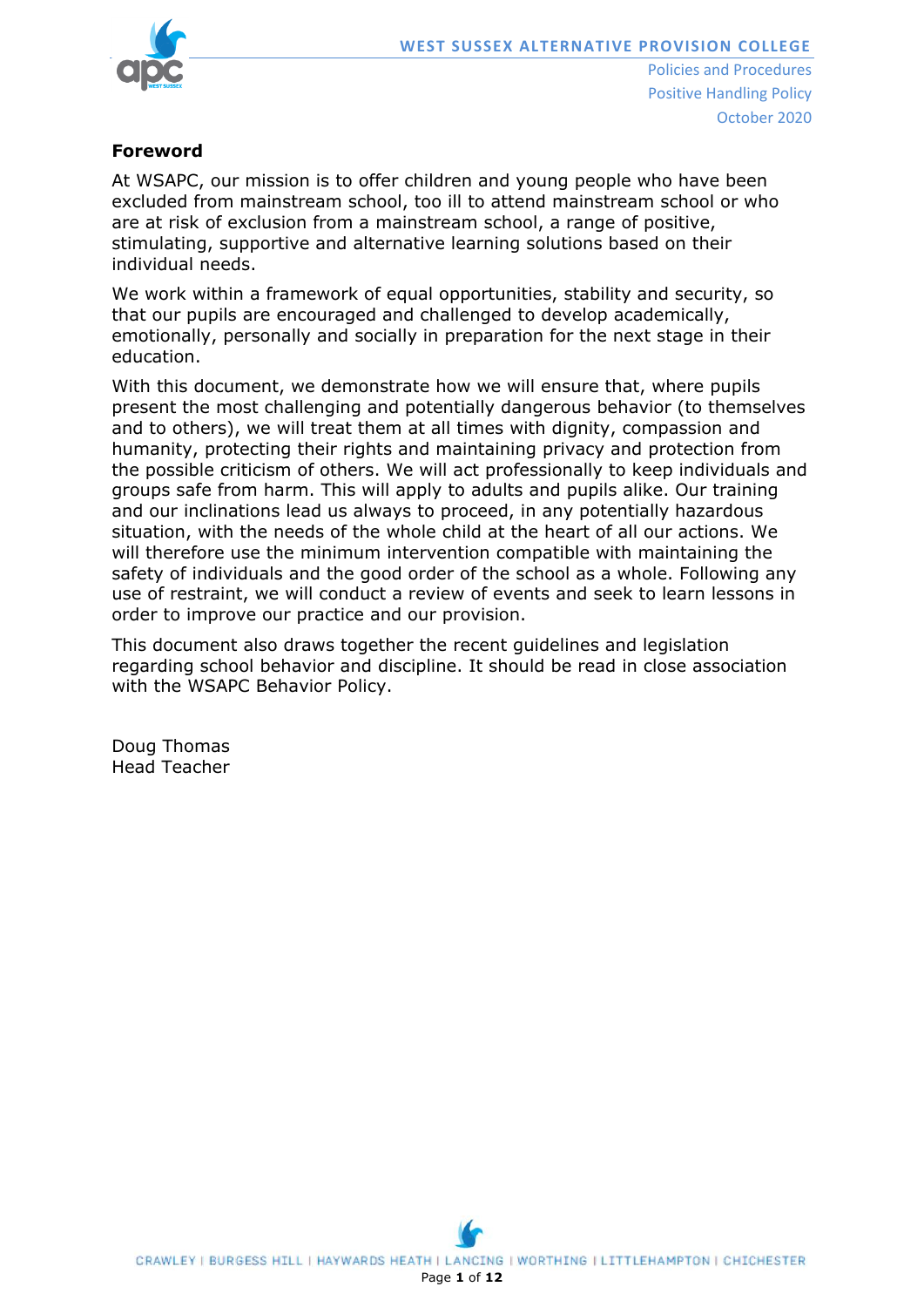## Foreword

At WSAPC, our mission is to offer children and young people who have been excluded from mainstream school, too ill to attend mainstream school or who are at risk of exclusion from a mainstream school, a range of positive, stimulating, supportive and alternative learning solutions based on their individual needs.

We work within a framework of equal opportunities, stability and security, so that our pupils are encouraged and challenged to develop academically, emotionally, personally and socially in preparation for the next stage in their education.

With this document, we demonstrate how we will ensure that, where pupils present the most challenging and potentially dangerous behavior (to themselves and to others), we will treat them at all times with dignity, compassion and humanity, protecting their rights and maintaining privacy and protection from the possible criticism of others. We will act professionally to keep individuals and groups safe from harm. This will apply to adults and pupils alike. Our training and our inclinations lead us always to proceed, in any potentially hazardous situation, with the needs of the whole child at the heart of all our actions. We will therefore use the minimum intervention compatible with maintaining the safety of individuals and the good order of the school as a whole. Following any use of restraint, we will conduct a review of events and seek to learn lessons in order to improve our practice and our provision.

This document also draws together the recent guidelines and legislation regarding school behavior and discipline. It should be read in close association with the WSAPC Behavior Policy.

Doug Thomas
Head Teacher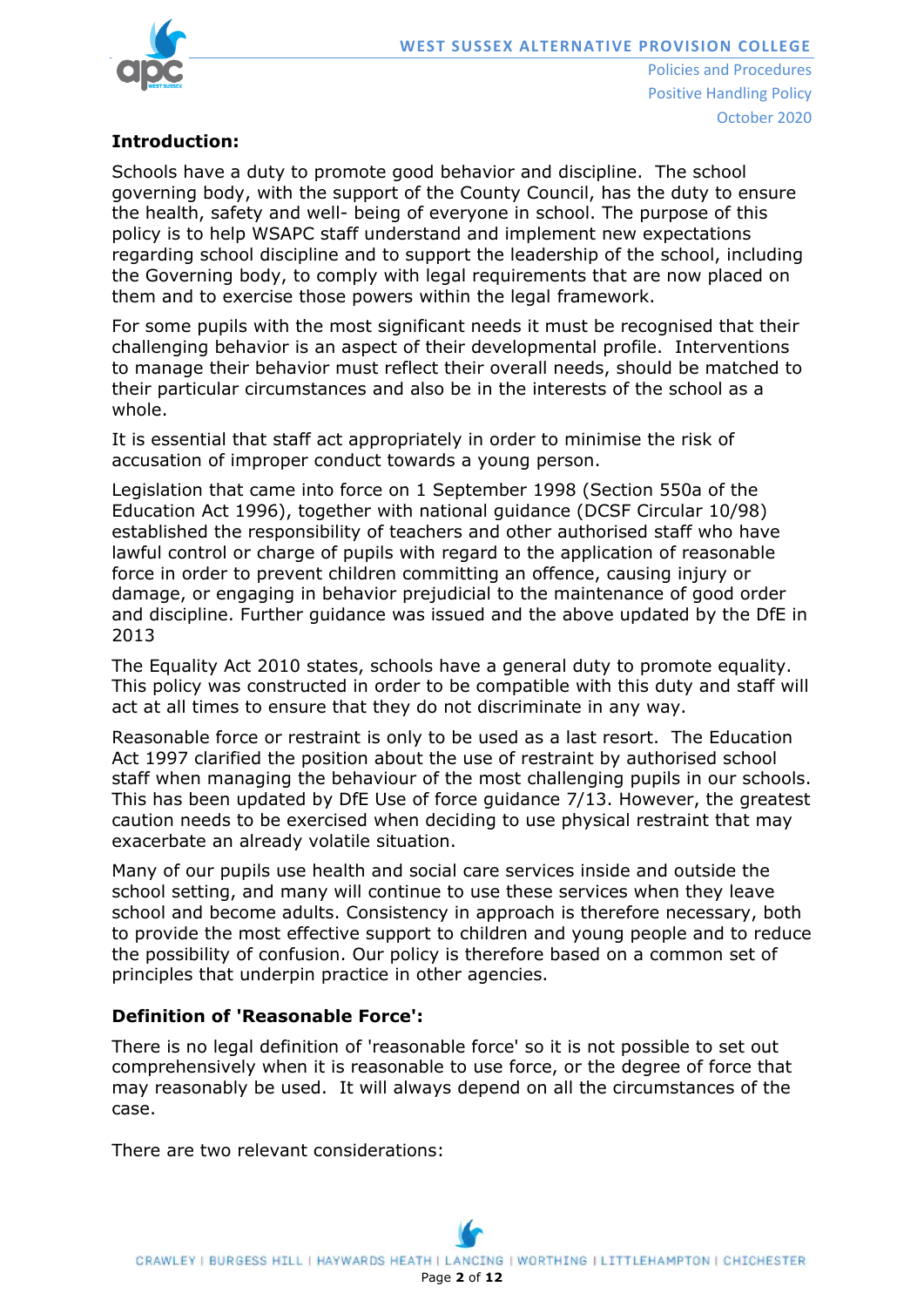## Introduction:

Schools have a duty to promote good behavior and discipline. The school governing body, with the support of the County Council, has the duty to ensure the health, safety and well- being of everyone in school. The purpose of this policy is to help WSAPC staff understand and implement new expectations regarding school discipline and to support the leadership of the school, including the Governing body, to comply with legal requirements that are now placed on them and to exercise those powers within the legal framework.

For some pupils with the most significant needs it must be recognised that their challenging behavior is an aspect of their developmental profile. Interventions to manage their behavior must reflect their overall needs, should be matched to their particular circumstances and also be in the interests of the school as a whole.

It is essential that staff act appropriately in order to minimise the risk of accusation of improper conduct towards a young person.

Legislation that came into force on 1 September 1998 (Section 550a of the Education Act 1996), together with national guidance (DCSF Circular 10/98) established the responsibility of teachers and other authorised staff who have lawful control or charge of pupils with regard to the application of reasonable force in order to prevent children committing an offence, causing injury or damage, or engaging in behavior prejudicial to the maintenance of good order and discipline. Further guidance was issued and the above updated by the DfE in 2013

The Equality Act 2010 states, schools have a general duty to promote equality. This policy was constructed in order to be compatible with this duty and staff will act at all times to ensure that they do not discriminate in any way.

Reasonable force or restraint is only to be used as a last resort. The Education Act 1997 clarified the position about the use of restraint by authorised school staff when managing the behaviour of the most challenging pupils in our schools. This has been updated by DfE Use of force guidance 7/13. However, the greatest caution needs to be exercised when deciding to use physical restraint that may exacerbate an already volatile situation.

Many of our pupils use health and social care services inside and outside the school setting, and many will continue to use these services when they leave school and become adults. Consistency in approach is therefore necessary, both to provide the most effective support to children and young people and to reduce the possibility of confusion. Our policy is therefore based on a common set of principles that underpin practice in other agencies.

## Definition of 'Reasonable Force':

There is no legal definition of 'reasonable force' so it is not possible to set out comprehensively when it is reasonable to use force, or the degree of force that may reasonably be used. It will always depend on all the circumstances of the case.

There are two relevant considerations: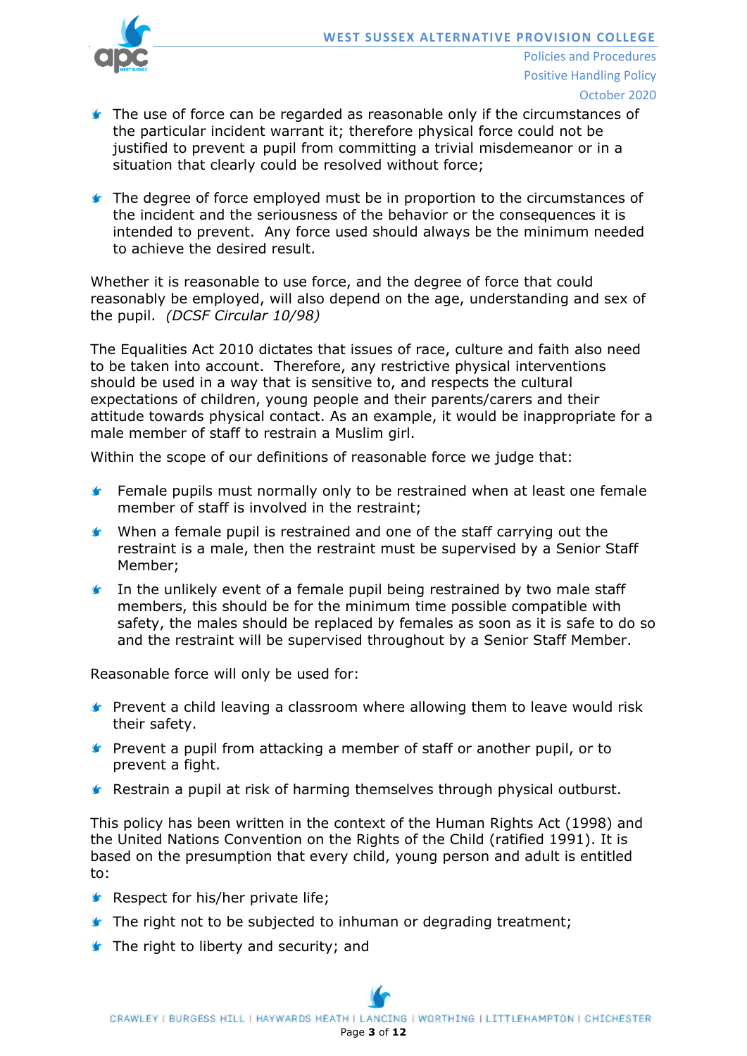- The use of force can be regarded as reasonable only if the circumstances of the particular incident warrant it; therefore physical force could not be justified to prevent a pupil from committing a trivial misdemeanor or in a situation that clearly could be resolved without force;

- The degree of force employed must be in proportion to the circumstances of the incident and the seriousness of the behavior or the consequences it is intended to prevent. Any force used should always be the minimum needed to achieve the desired result.

Whether it is reasonable to use force, and the degree of force that could reasonably be employed, will also depend on the age, understanding and sex of the pupil. *(DCSF Circular 10/98)*

The Equalities Act 2010 dictates that issues of race, culture and faith also need to be taken into account. Therefore, any restrictive physical interventions should be used in a way that is sensitive to, and respects the cultural expectations of children, young people and their parents/carers and their attitude towards physical contact. As an example, it would be inappropriate for a male member of staff to restrain a Muslim girl.

Within the scope of our definitions of reasonable force we judge that:

- Female pupils must normally only to be restrained when at least one female member of staff is involved in the restraint;
- When a female pupil is restrained and one of the staff carrying out the restraint is a male, then the restraint must be supervised by a Senior Staff Member;
- In the unlikely event of a female pupil being restrained by two male staff members, this should be for the minimum time possible compatible with safety, the males should be replaced by females as soon as it is safe to do so and the restraint will be supervised throughout by a Senior Staff Member.

Reasonable force will only be used for:

- Prevent a child leaving a classroom where allowing them to leave would risk their safety.
- Prevent a pupil from attacking a member of staff or another pupil, or to prevent a fight.
- Restrain a pupil at risk of harming themselves through physical outburst.

This policy has been written in the context of the Human Rights Act (1998) and the United Nations Convention on the Rights of the Child (ratified 1991). It is based on the presumption that every child, young person and adult is entitled to:

- Respect for his/her private life;
- The right not to be subjected to inhuman or degrading treatment;
- The right to liberty and security; and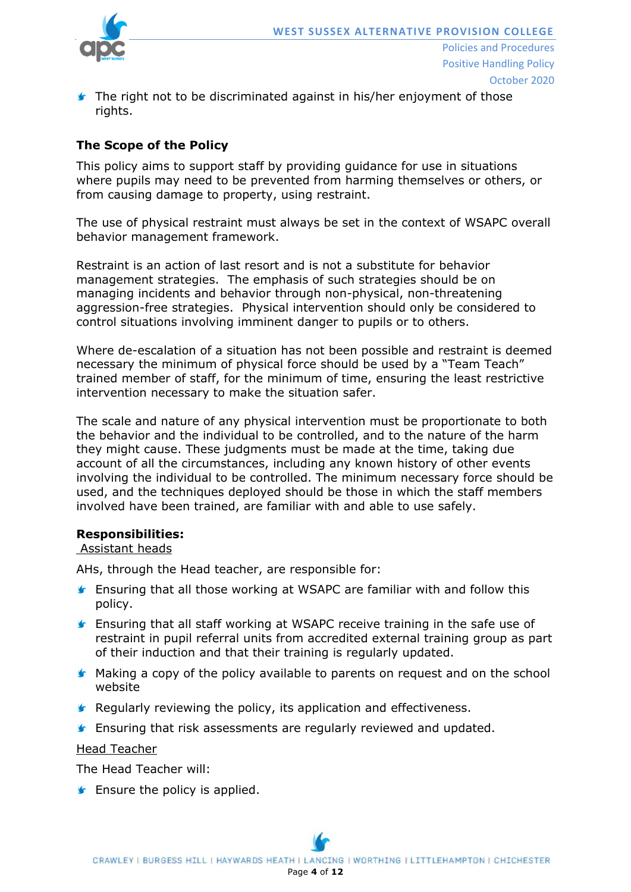- The right not to be discriminated against in his/her enjoyment of those rights.

**The Scope of the Policy**

This policy aims to support staff by providing guidance for use in situations where pupils may need to be prevented from harming themselves or others, or from causing damage to property, using restraint.

The use of physical restraint must always be set in the context of WSAPC overall behavior management framework.

Restraint is an action of last resort and is not a substitute for behavior management strategies. The emphasis of such strategies should be on managing incidents and behavior through non-physical, non-threatening aggression-free strategies. Physical intervention should only be considered to control situations involving imminent danger to pupils or to others.

Where de-escalation of a situation has not been possible and restraint is deemed necessary the minimum of physical force should be used by a "Team Teach" trained member of staff, for the minimum of time, ensuring the least restrictive intervention necessary to make the situation safer.

The scale and nature of any physical intervention must be proportionate to both the behavior and the individual to be controlled, and to the nature of the harm they might cause. These judgments must be made at the time, taking due account of all the circumstances, including any known history of other events involving the individual to be controlled. The minimum necessary force should be used, and the techniques deployed should be those in which the staff members involved have been trained, are familiar with and able to use safely.

**Responsibilities:**

Assistant heads

AHs, through the Head teacher, are responsible for:

- Ensuring that all those working at WSAPC are familiar with and follow this policy.
- Ensuring that all staff working at WSAPC receive training in the safe use of restraint in pupil referral units from accredited external training group as part of their induction and that their training is regularly updated.
- Making a copy of the policy available to parents on request and on the school website
- Regularly reviewing the policy, its application and effectiveness.
- Ensuring that risk assessments are regularly reviewed and updated.

Head Teacher

The Head Teacher will:

- Ensure the policy is applied.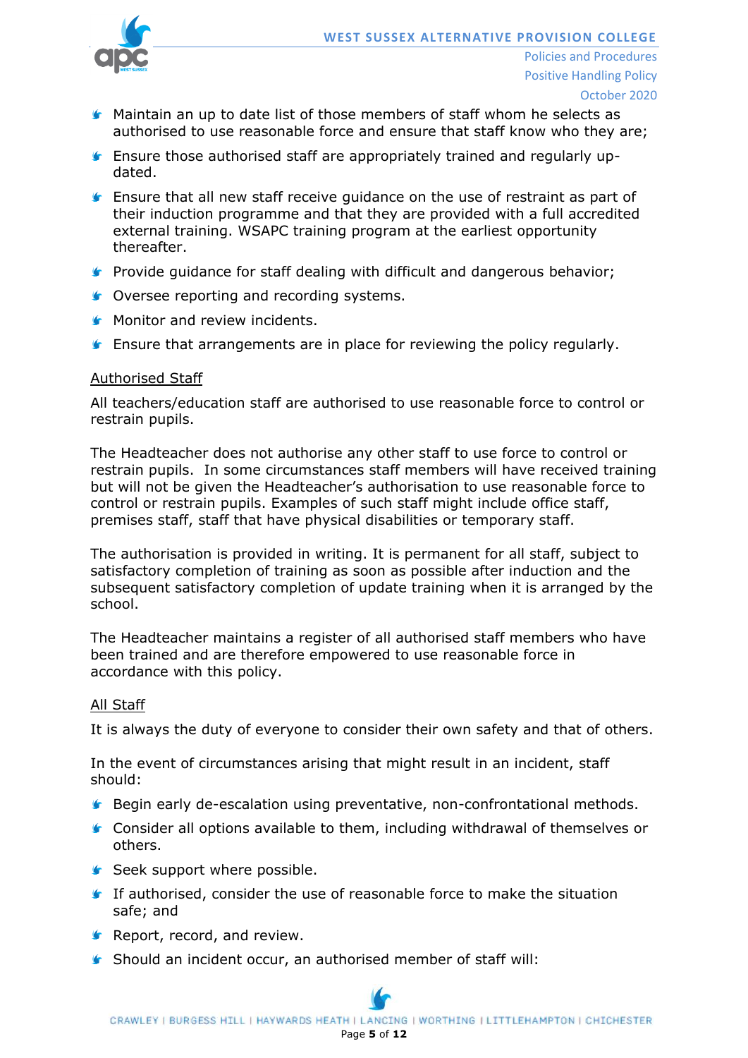- Maintain an up to date list of those members of staff whom he selects as authorised to use reasonable force and ensure that staff know who they are;
- Ensure those authorised staff are appropriately trained and regularly up-dated.
- Ensure that all new staff receive guidance on the use of restraint as part of their induction programme and that they are provided with a full accredited external training. WSAPC training program at the earliest opportunity thereafter.
- Provide guidance for staff dealing with difficult and dangerous behavior;
- Oversee reporting and recording systems.
- Monitor and review incidents.
- Ensure that arrangements are in place for reviewing the policy regularly.

Authorised Staff

All teachers/education staff are authorised to use reasonable force to control or restrain pupils.

The Headteacher does not authorise any other staff to use force to control or restrain pupils. In some circumstances staff members will have received training but will not be given the Headteacher's authorisation to use reasonable force to control or restrain pupils. Examples of such staff might include office staff, premises staff, staff that have physical disabilities or temporary staff.

The authorisation is provided in writing. It is permanent for all staff, subject to satisfactory completion of training as soon as possible after induction and the subsequent satisfactory completion of update training when it is arranged by the school.

The Headteacher maintains a register of all authorised staff members who have been trained and are therefore empowered to use reasonable force in accordance with this policy.

All Staff

It is always the duty of everyone to consider their own safety and that of others.

In the event of circumstances arising that might result in an incident, staff should:

- Begin early de-escalation using preventative, non-confrontational methods.
- Consider all options available to them, including withdrawal of themselves or others.
- Seek support where possible.
- If authorised, consider the use of reasonable force to make the situation safe; and
- Report, record, and review.
- Should an incident occur, an authorised member of staff will: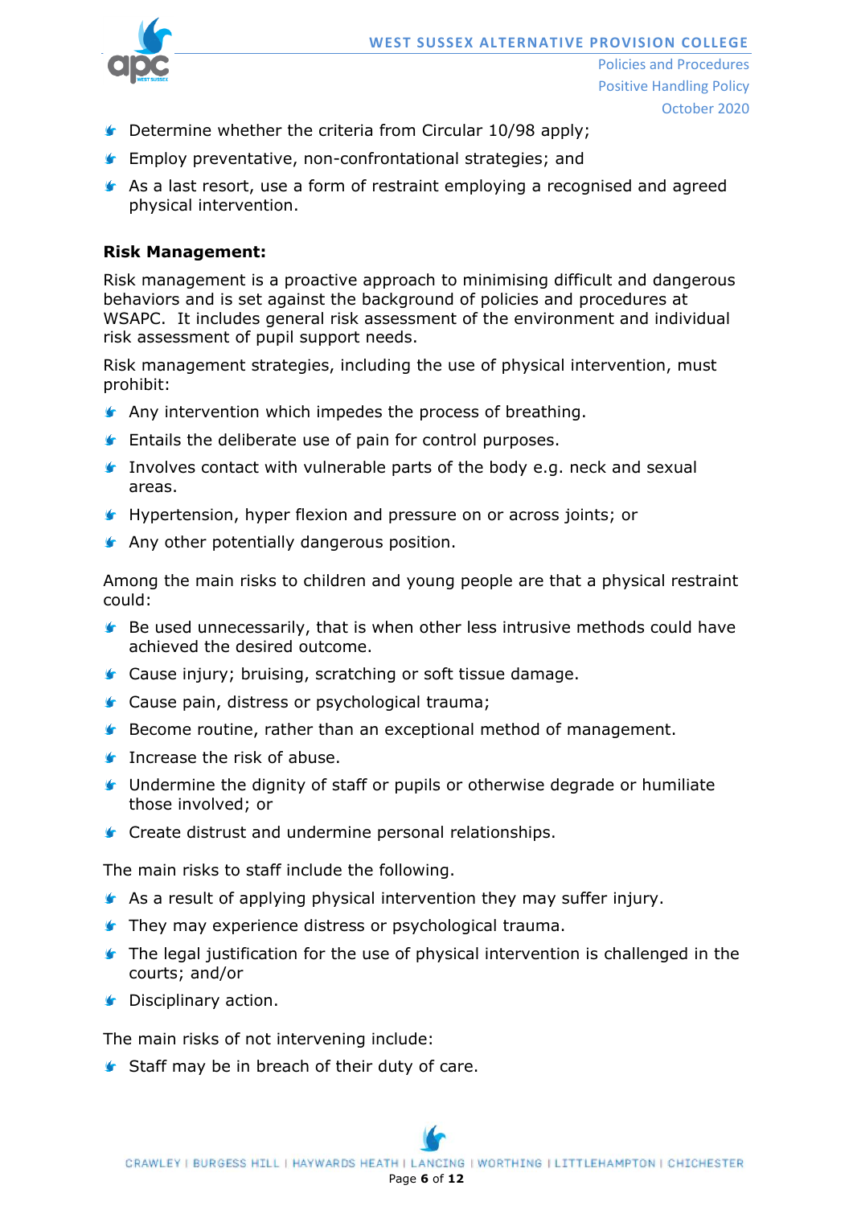- Determine whether the criteria from Circular 10/98 apply;
- Employ preventative, non-confrontational strategies; and
- As a last resort, use a form of restraint employing a recognised and agreed physical intervention.

**Risk Management:**

Risk management is a proactive approach to minimising difficult and dangerous behaviors and is set against the background of policies and procedures at WSAPC. It includes general risk assessment of the environment and individual risk assessment of pupil support needs.

Risk management strategies, including the use of physical intervention, must prohibit:

- Any intervention which impedes the process of breathing.
- Entails the deliberate use of pain for control purposes.
- Involves contact with vulnerable parts of the body e.g. neck and sexual areas.
- Hypertension, hyper flexion and pressure on or across joints; or
- Any other potentially dangerous position.

Among the main risks to children and young people are that a physical restraint could:

- Be used unnecessarily, that is when other less intrusive methods could have achieved the desired outcome.
- Cause injury; bruising, scratching or soft tissue damage.
- Cause pain, distress or psychological trauma;
- Become routine, rather than an exceptional method of management.
- Increase the risk of abuse.
- Undermine the dignity of staff or pupils or otherwise degrade or humiliate those involved; or
- Create distrust and undermine personal relationships.

The main risks to staff include the following.

- As a result of applying physical intervention they may suffer injury.
- They may experience distress or psychological trauma.
- The legal justification for the use of physical intervention is challenged in the courts; and/or
- Disciplinary action.

The main risks of not intervening include:

- Staff may be in breach of their duty of care.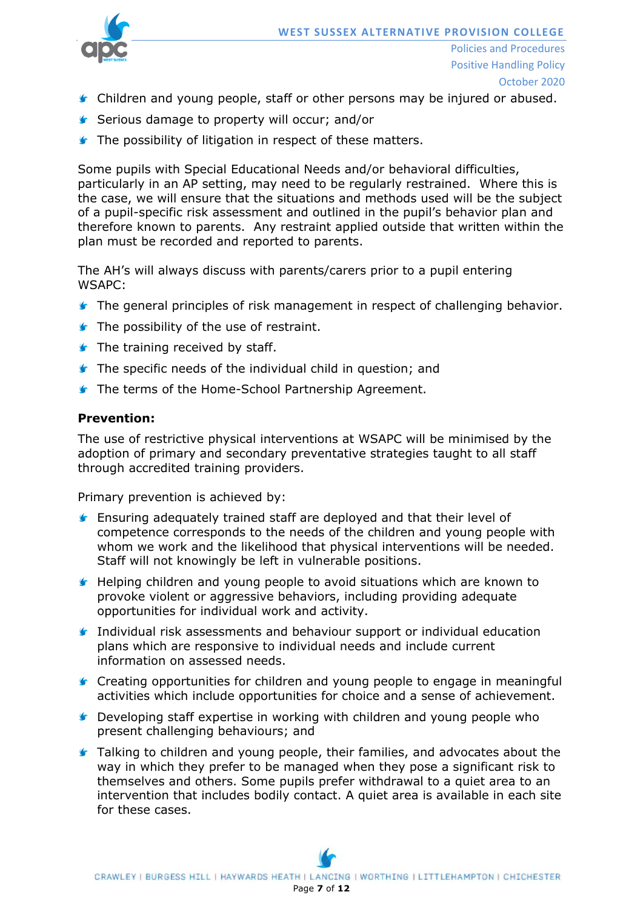- Children and young people, staff or other persons may be injured or abused.
- Serious damage to property will occur; and/or
- The possibility of litigation in respect of these matters.

Some pupils with Special Educational Needs and/or behavioral difficulties, particularly in an AP setting, may need to be regularly restrained. Where this is the case, we will ensure that the situations and methods used will be the subject of a pupil-specific risk assessment and outlined in the pupil's behavior plan and therefore known to parents. Any restraint applied outside that written within the plan must be recorded and reported to parents.

The AH's will always discuss with parents/carers prior to a pupil entering WSAPC:

- The general principles of risk management in respect of challenging behavior.
- The possibility of the use of restraint.
- The training received by staff.
- The specific needs of the individual child in question; and
- The terms of the Home-School Partnership Agreement.

**Prevention:**

The use of restrictive physical interventions at WSAPC will be minimised by the adoption of primary and secondary preventative strategies taught to all staff through accredited training providers.

Primary prevention is achieved by:

- Ensuring adequately trained staff are deployed and that their level of competence corresponds to the needs of the children and young people with whom we work and the likelihood that physical interventions will be needed. Staff will not knowingly be left in vulnerable positions.
- Helping children and young people to avoid situations which are known to provoke violent or aggressive behaviors, including providing adequate opportunities for individual work and activity.
- Individual risk assessments and behaviour support or individual education plans which are responsive to individual needs and include current information on assessed needs.
- Creating opportunities for children and young people to engage in meaningful activities which include opportunities for choice and a sense of achievement.
- Developing staff expertise in working with children and young people who present challenging behaviours; and
- Talking to children and young people, their families, and advocates about the way in which they prefer to be managed when they pose a significant risk to themselves and others. Some pupils prefer withdrawal to a quiet area to an intervention that includes bodily contact. A quiet area is available in each site for these cases.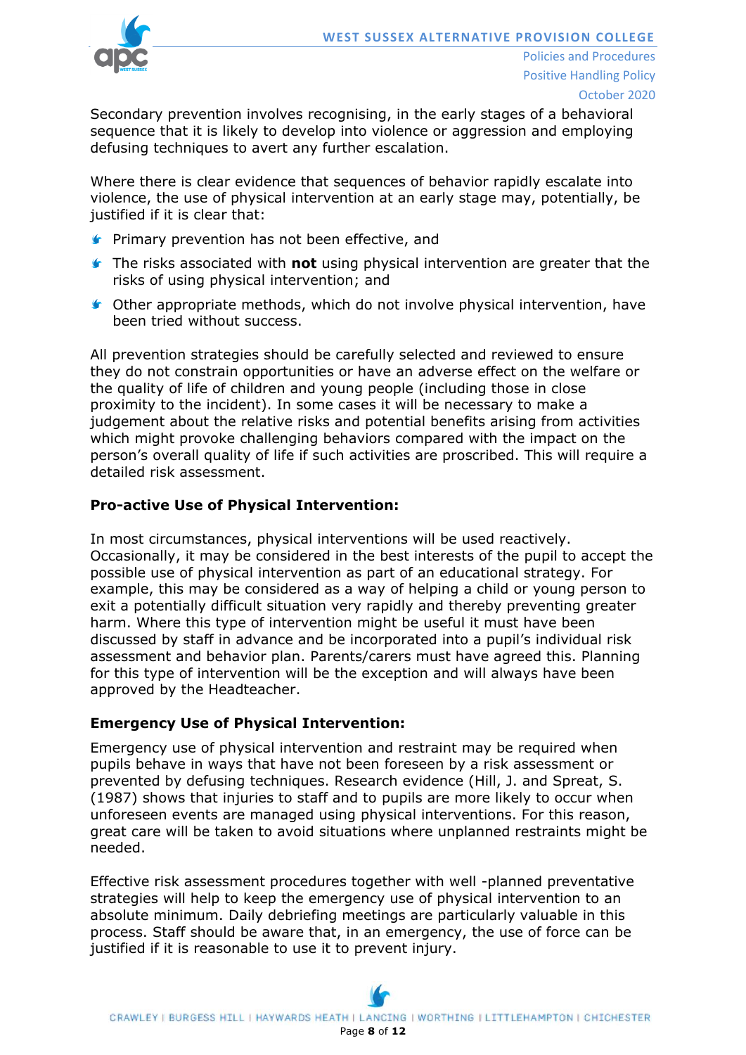Secondary prevention involves recognising, in the early stages of a behavioral sequence that it is likely to develop into violence or aggression and employing defusing techniques to avert any further escalation.

Where there is clear evidence that sequences of behavior rapidly escalate into violence, the use of physical intervention at an early stage may, potentially, be justified if it is clear that:

- Primary prevention has not been effective, and
- The risks associated with **not** using physical intervention are greater that the risks of using physical intervention; and
- Other appropriate methods, which do not involve physical intervention, have been tried without success.

All prevention strategies should be carefully selected and reviewed to ensure they do not constrain opportunities or have an adverse effect on the welfare or the quality of life of children and young people (including those in close proximity to the incident). In some cases it will be necessary to make a judgement about the relative risks and potential benefits arising from activities which might provoke challenging behaviors compared with the impact on the person's overall quality of life if such activities are proscribed. This will require a detailed risk assessment.

**Pro-active Use of Physical Intervention:**

In most circumstances, physical interventions will be used reactively. Occasionally, it may be considered in the best interests of the pupil to accept the possible use of physical intervention as part of an educational strategy. For example, this may be considered as a way of helping a child or young person to exit a potentially difficult situation very rapidly and thereby preventing greater harm. Where this type of intervention might be useful it must have been discussed by staff in advance and be incorporated into a pupil's individual risk assessment and behavior plan. Parents/carers must have agreed this. Planning for this type of intervention will be the exception and will always have been approved by the Headteacher.

**Emergency Use of Physical Intervention:**

Emergency use of physical intervention and restraint may be required when pupils behave in ways that have not been foreseen by a risk assessment or prevented by defusing techniques. Research evidence (Hill, J. and Spreat, S. (1987) shows that injuries to staff and to pupils are more likely to occur when unforeseen events are managed using physical interventions. For this reason, great care will be taken to avoid situations where unplanned restraints might be needed.

Effective risk assessment procedures together with well -planned preventative strategies will help to keep the emergency use of physical intervention to an absolute minimum. Daily debriefing meetings are particularly valuable in this process. Staff should be aware that, in an emergency, the use of force can be justified if it is reasonable to use it to prevent injury.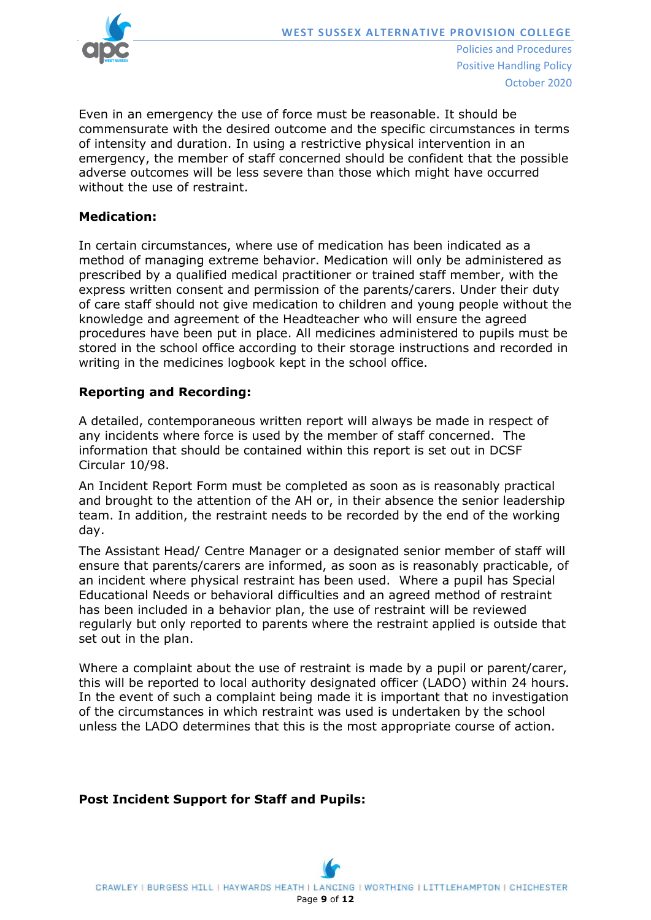Even in an emergency the use of force must be reasonable. It should be commensurate with the desired outcome and the specific circumstances in terms of intensity and duration. In using a restrictive physical intervention in an emergency, the member of staff concerned should be confident that the possible adverse outcomes will be less severe than those which might have occurred without the use of restraint.

**Medication:**

In certain circumstances, where use of medication has been indicated as a method of managing extreme behavior. Medication will only be administered as prescribed by a qualified medical practitioner or trained staff member, with the express written consent and permission of the parents/carers. Under their duty of care staff should not give medication to children and young people without the knowledge and agreement of the Headteacher who will ensure the agreed procedures have been put in place. All medicines administered to pupils must be stored in the school office according to their storage instructions and recorded in writing in the medicines logbook kept in the school office.

**Reporting and Recording:**

A detailed, contemporaneous written report will always be made in respect of any incidents where force is used by the member of staff concerned. The information that should be contained within this report is set out in DCSF Circular 10/98.

An Incident Report Form must be completed as soon as is reasonably practical and brought to the attention of the AH or, in their absence the senior leadership team. In addition, the restraint needs to be recorded by the end of the working day.

The Assistant Head/ Centre Manager or a designated senior member of staff will ensure that parents/carers are informed, as soon as is reasonably practicable, of an incident where physical restraint has been used. Where a pupil has Special Educational Needs or behavioral difficulties and an agreed method of restraint has been included in a behavior plan, the use of restraint will be reviewed regularly but only reported to parents where the restraint applied is outside that set out in the plan.

Where a complaint about the use of restraint is made by a pupil or parent/carer, this will be reported to local authority designated officer (LADO) within 24 hours. In the event of such a complaint being made it is important that no investigation of the circumstances in which restraint was used is undertaken by the school unless the LADO determines that this is the most appropriate course of action.

**Post Incident Support for Staff and Pupils:**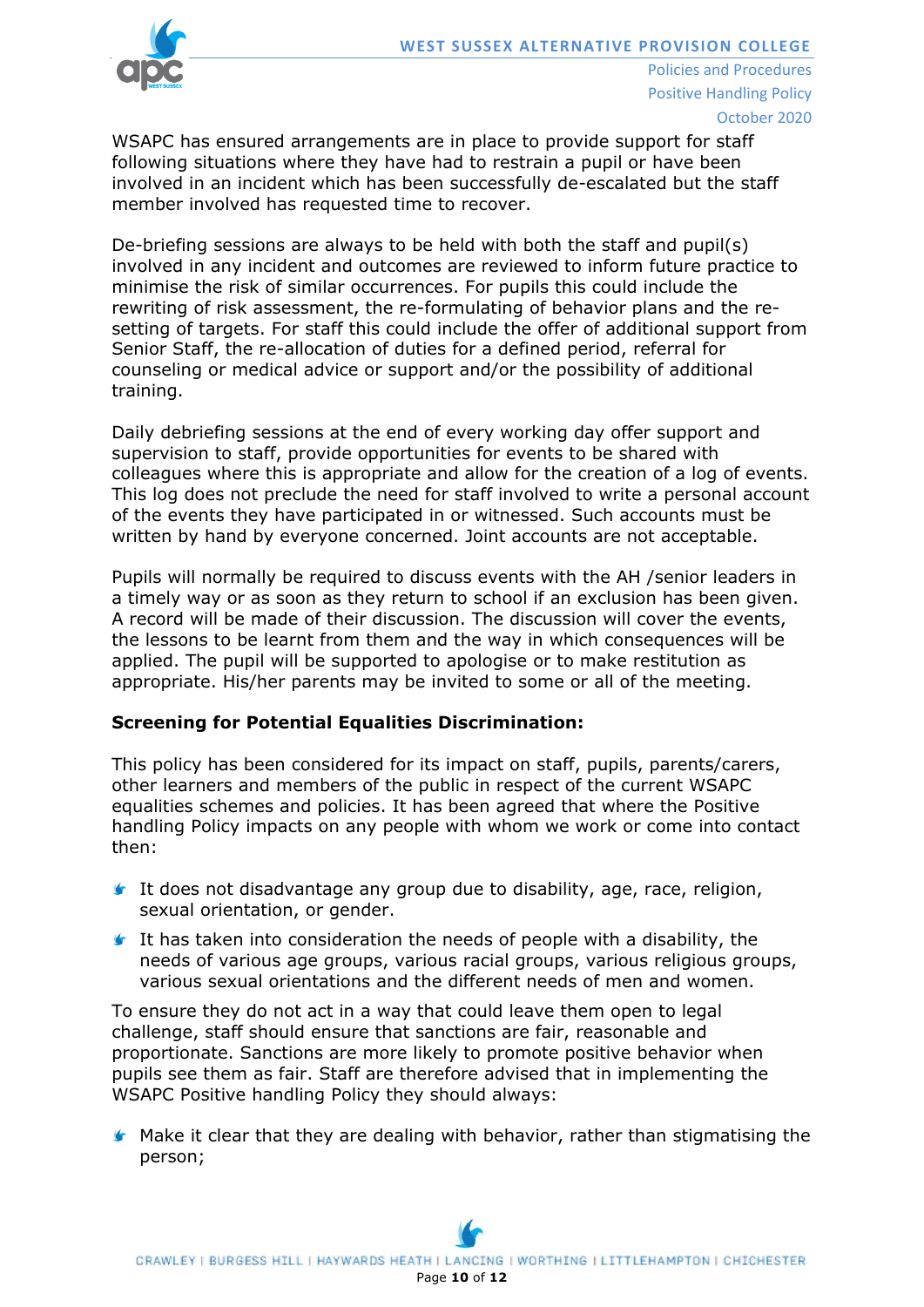WSAPC has ensured arrangements are in place to provide support for staff following situations where they have had to restrain a pupil or have been involved in an incident which has been successfully de-escalated but the staff member involved has requested time to recover.

De-briefing sessions are always to be held with both the staff and pupil(s) involved in any incident and outcomes are reviewed to inform future practice to minimise the risk of similar occurrences. For pupils this could include the rewriting of risk assessment, the re-formulating of behavior plans and the re-setting of targets. For staff this could include the offer of additional support from Senior Staff, the re-allocation of duties for a defined period, referral for counseling or medical advice or support and/or the possibility of additional training.

Daily debriefing sessions at the end of every working day offer support and supervision to staff, provide opportunities for events to be shared with colleagues where this is appropriate and allow for the creation of a log of events. This log does not preclude the need for staff involved to write a personal account of the events they have participated in or witnessed. Such accounts must be written by hand by everyone concerned. Joint accounts are not acceptable.

Pupils will normally be required to discuss events with the AH /senior leaders in a timely way or as soon as they return to school if an exclusion has been given. A record will be made of their discussion. The discussion will cover the events, the lessons to be learnt from them and the way in which consequences will be applied. The pupil will be supported to apologise or to make restitution as appropriate. His/her parents may be invited to some or all of the meeting.

**Screening for Potential Equalities Discrimination:**

This policy has been considered for its impact on staff, pupils, parents/carers, other learners and members of the public in respect of the current WSAPC equalities schemes and policies. It has been agreed that where the Positive handling Policy impacts on any people with whom we work or come into contact then:

- It does not disadvantage any group due to disability, age, race, religion, sexual orientation, or gender.
- It has taken into consideration the needs of people with a disability, the needs of various age groups, various racial groups, various religious groups, various sexual orientations and the different needs of men and women.

To ensure they do not act in a way that could leave them open to legal challenge, staff should ensure that sanctions are fair, reasonable and proportionate. Sanctions are more likely to promote positive behavior when pupils see them as fair. Staff are therefore advised that in implementing the WSAPC Positive handling Policy they should always:

- Make it clear that they are dealing with behavior, rather than stigmatising the person;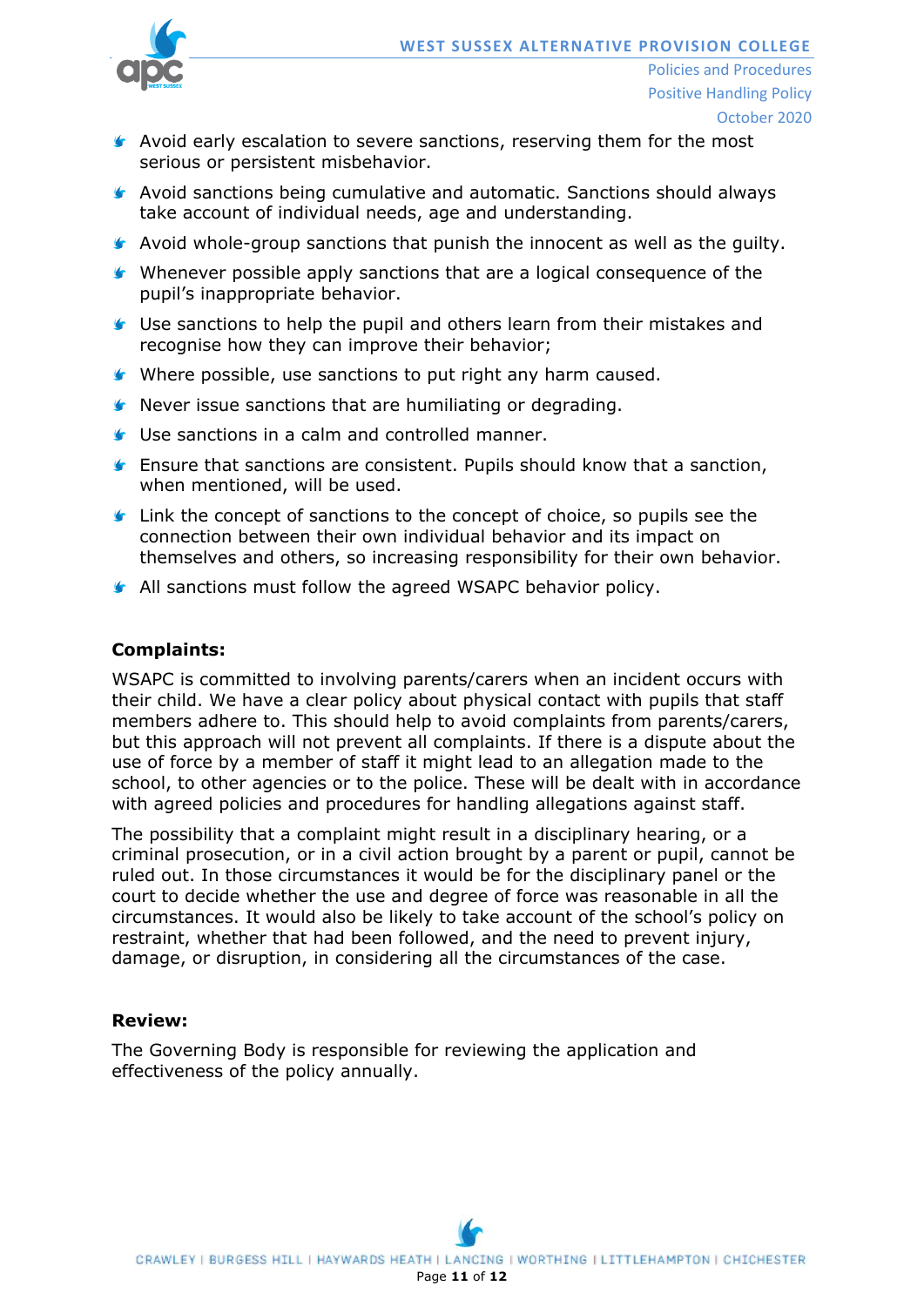- Avoid early escalation to severe sanctions, reserving them for the most serious or persistent misbehavior.
- Avoid sanctions being cumulative and automatic. Sanctions should always take account of individual needs, age and understanding.
- Avoid whole-group sanctions that punish the innocent as well as the guilty.
- Whenever possible apply sanctions that are a logical consequence of the pupil's inappropriate behavior.
- Use sanctions to help the pupil and others learn from their mistakes and recognise how they can improve their behavior;
- Where possible, use sanctions to put right any harm caused.
- Never issue sanctions that are humiliating or degrading.
- Use sanctions in a calm and controlled manner.
- Ensure that sanctions are consistent. Pupils should know that a sanction, when mentioned, will be used.
- Link the concept of sanctions to the concept of choice, so pupils see the connection between their own individual behavior and its impact on themselves and others, so increasing responsibility for their own behavior.
- All sanctions must follow the agreed WSAPC behavior policy.

**Complaints:**

WSAPC is committed to involving parents/carers when an incident occurs with their child. We have a clear policy about physical contact with pupils that staff members adhere to. This should help to avoid complaints from parents/carers, but this approach will not prevent all complaints. If there is a dispute about the use of force by a member of staff it might lead to an allegation made to the school, to other agencies or to the police. These will be dealt with in accordance with agreed policies and procedures for handling allegations against staff.

The possibility that a complaint might result in a disciplinary hearing, or a criminal prosecution, or in a civil action brought by a parent or pupil, cannot be ruled out. In those circumstances it would be for the disciplinary panel or the court to decide whether the use and degree of force was reasonable in all the circumstances. It would also be likely to take account of the school's policy on restraint, whether that had been followed, and the need to prevent injury, damage, or disruption, in considering all the circumstances of the case.

**Review:**

The Governing Body is responsible for reviewing the application and effectiveness of the policy annually.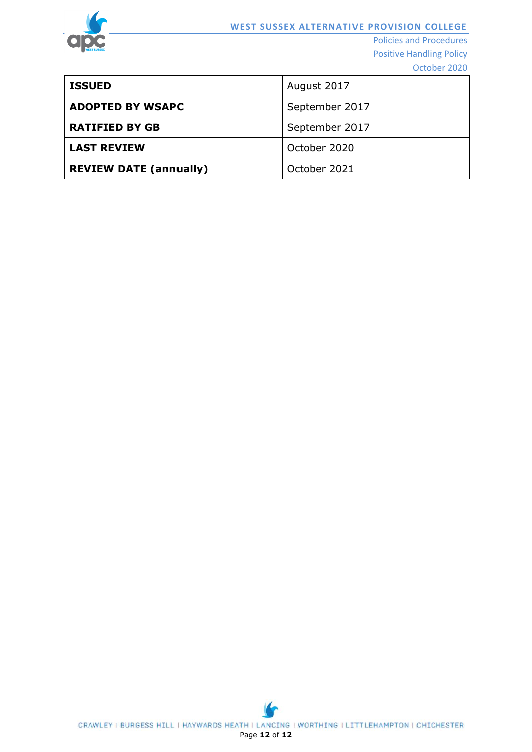| | |
|---|---|
| **ISSUED** | August 2017 |
| **ADOPTED BY WSAPC** | September 2017 |
| **RATIFIED BY GB** | September 2017 |
| **LAST REVIEW** | October 2020 |
| **REVIEW DATE (annually)** | October 2021 |